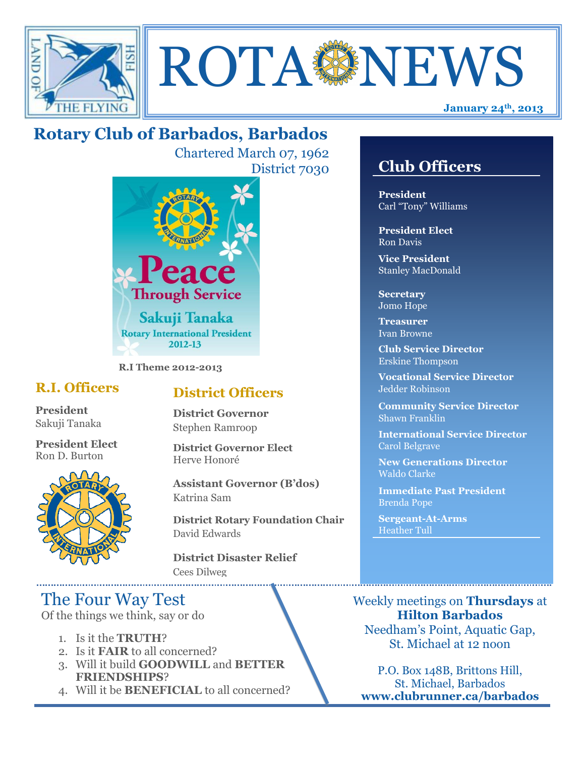# ROTA NEWS

**January 24th, 2013**

## Rotary Club of Barbados, Barbados

Chartered March 07, 1962
District 7030

Peace Through Service
Sakuji Tanaka
Rotary International President
2012-13

**R.I Theme 2012-2013**

### R.I. Officers

**President**
Sakuji Tanaka

**President Elect**
Ron D. Burton

### District Officers

**District Governor**
Stephen Ramroop

**District Governor Elect**
Herve Honoré

**Assistant Governor (B'dos)**
Katrina Sam

**District Rotary Foundation Chair**
David Edwards

**District Disaster Relief**
Cees Dilweg

### Club Officers

**President**
Carl "Tony" Williams

**President Elect**
Ron Davis

**Vice President**
Stanley MacDonald

**Secretary**
Jomo Hope

**Treasurer**
Ivan Browne

**Club Service Director**
Erskine Thompson

**Vocational Service Director**
Jedder Robinson

**Community Service Director**
Shawn Franklin

**International Service Director**
Carol Belgrave

**New Generations Director**
Waldo Clarke

**Immediate Past President**
Brenda Pope

**Sergeant-At-Arms**
Heather Tull

## The Four Way Test

Of the things we think, say or do

1. Is it the **TRUTH**?
2. Is it **FAIR** to all concerned?
3. Will it build **GOODWILL** and **BETTER FRIENDSHIPS**?
4. Will it be **BENEFICIAL** to all concerned?

Weekly meetings on **Thursdays** at **Hilton Barbados**
Needham's Point, Aquatic Gap, St. Michael at 12 noon

P.O. Box 148B, Brittons Hill, St. Michael, Barbados
**www.clubrunner.ca/barbados**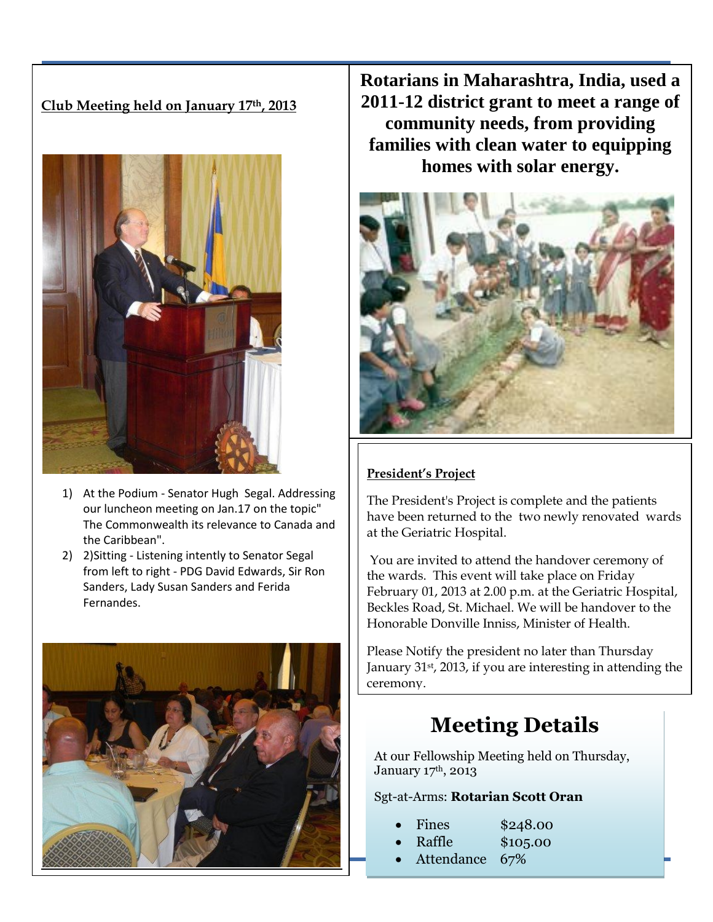**Club Meeting held on January 17th, 2013**

1) At the Podium - Senator Hugh Segal. Addressing our luncheon meeting on Jan.17 on the topic" The Commonwealth its relevance to Canada and the Caribbean".
2) 2)Sitting - Listening intently to Senator Segal from left to right - PDG David Edwards, Sir Ron Sanders, Lady Susan Sanders and Ferida Fernandes.

**Rotarians in Maharashtra, India, used a 2011-12 district grant to meet a range of community needs, from providing families with clean water to equipping homes with solar energy.**

**President's Project**

The President's Project is complete and the patients have been returned to the two newly renovated wards at the Geriatric Hospital.

You are invited to attend the handover ceremony of the wards. This event will take place on Friday February 01, 2013 at 2.00 p.m. at the Geriatric Hospital, Beckles Road, St. Michael. We will be handover to the Honorable Donville Inniss, Minister of Health.

Please Notify the president no later than Thursday January 31st, 2013, if you are interesting in attending the ceremony.

# Meeting Details

At our Fellowship Meeting held on Thursday, January 17th, 2013

Sgt-at-Arms: **Rotarian Scott Oran**

- Fines $248.00
- Raffle $105.00
- Attendance 67%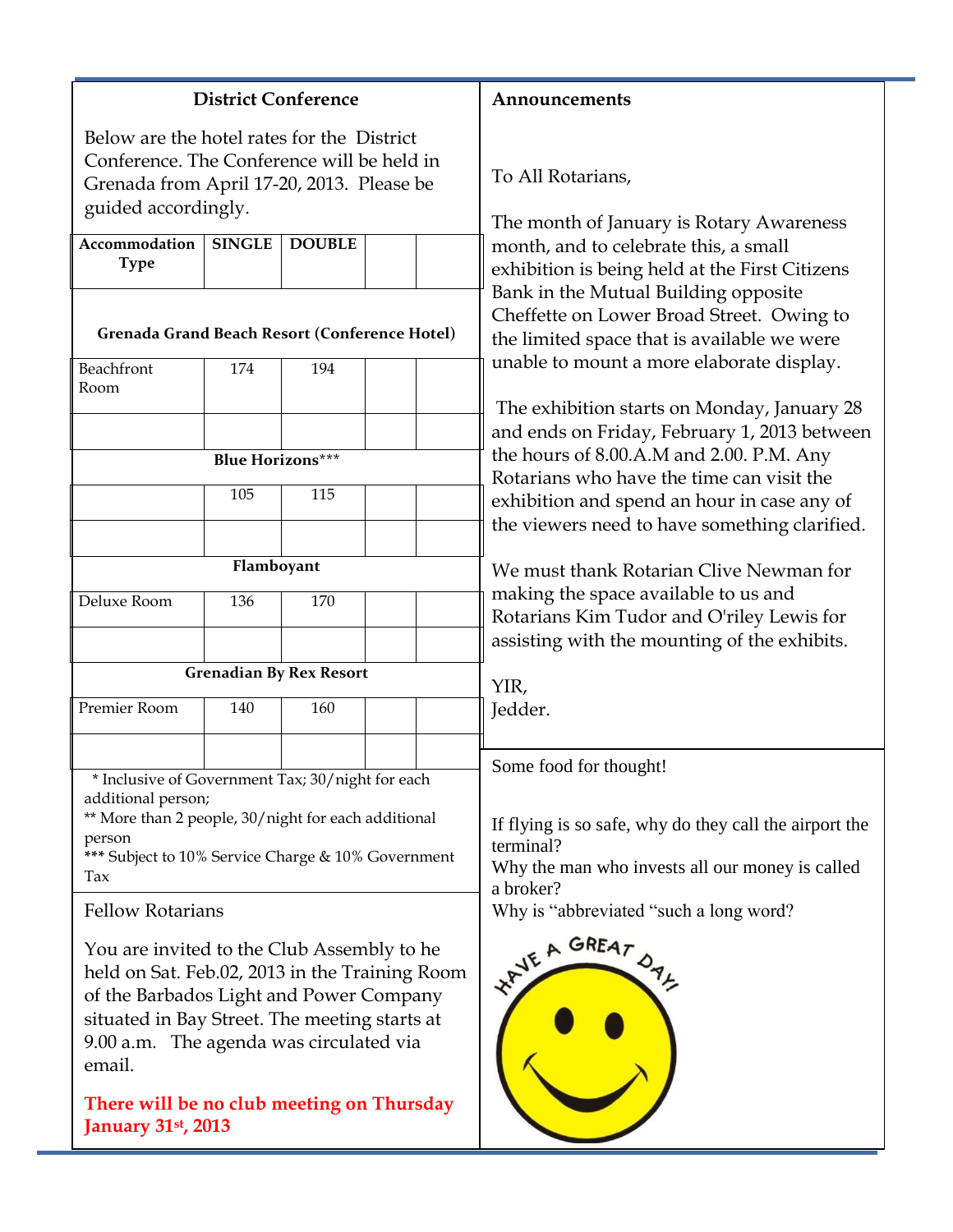## District Conference

Below are the hotel rates for the District Conference. The Conference will be held in Grenada from April 17-20, 2013. Please be guided accordingly.

| Accommodation Type | SINGLE | DOUBLE | | |
|---|---|---|---|---|
| **Grenada Grand Beach Resort (Conference Hotel)** | | | | |
| Beachfront Room | 174 | 194 | | |
| | | | | |
| **Blue Horizons*** ** | | | | |
| | 105 | 115 | | |
| | | | | |
| **Flamboyant** | | | | |
| Deluxe Room | 136 | 170 | | |
| | | | | |
| **Grenadian By Rex Resort** | | | | |
| Premier Room | 140 | 160 | | |
| | | | | |

* Inclusive of Government Tax; 30/night for each additional person;
** More than 2 people, 30/night for each additional person
*** Subject to 10% Service Charge & 10% Government Tax

Fellow Rotarians

You are invited to the Club Assembly to he held on Sat. Feb.02, 2013 in the Training Room of the Barbados Light and Power Company situated in Bay Street. The meeting starts at 9.00 a.m. The agenda was circulated via email.

**There will be no club meeting on Thursday January 31st, 2013**

## Announcements

To All Rotarians,

The month of January is Rotary Awareness month, and to celebrate this, a small exhibition is being held at the First Citizens Bank in the Mutual Building opposite Cheffette on Lower Broad Street. Owing to the limited space that is available we were unable to mount a more elaborate display.

The exhibition starts on Monday, January 28 and ends on Friday, February 1, 2013 between the hours of 8.00.A.M and 2.00. P.M. Any Rotarians who have the time can visit the exhibition and spend an hour in case any of the viewers need to have something clarified.

We must thank Rotarian Clive Newman for making the space available to us and Rotarians Kim Tudor and O'riley Lewis for assisting with the mounting of the exhibits.

YIR,
Jedder.

Some food for thought!

If flying is so safe, why do they call the airport the terminal?
Why the man who invests all our money is called a broker?
Why is "abbreviated "such a long word?

HAVE A GREAT DAY!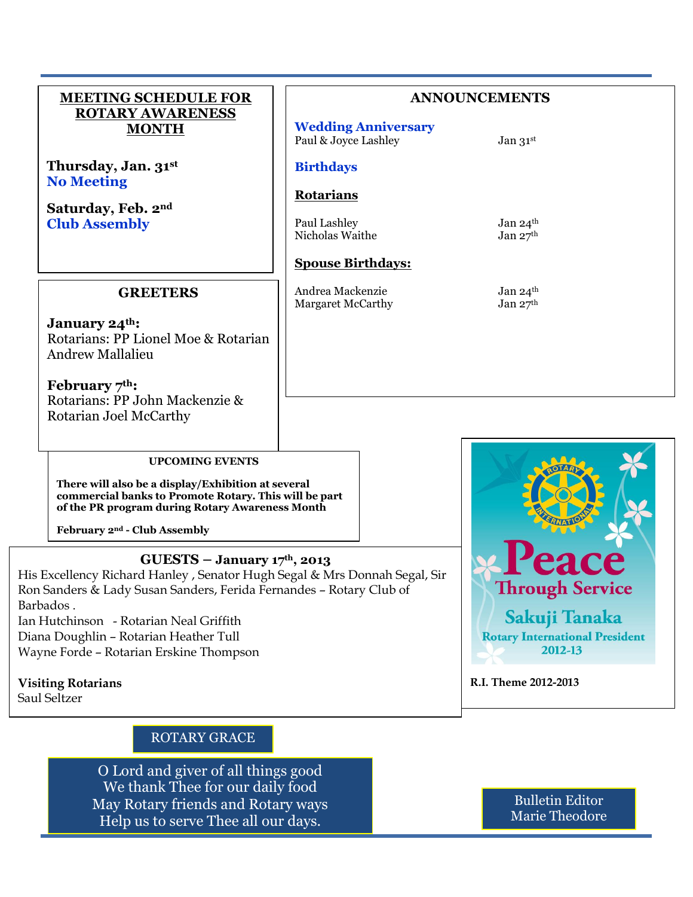## MEETING SCHEDULE FOR ROTARY AWARENESS MONTH

**Thursday, Jan. 31st**
**No Meeting**

**Saturday, Feb. 2nd**
**Club Assembly**

## ANNOUNCEMENTS

### Wedding Anniversary

| | |
|---|---|
| Paul & Joyce Lashley | Jan 31st |

### Birthdays

**Rotarians**

| | |
|---|---|
| Paul Lashley | Jan 24th |
| Nicholas Waithe | Jan 27th |

**Spouse Birthdays:**

| | |
|---|---|
| Andrea Mackenzie | Jan 24th |
| Margaret McCarthy | Jan 27th |

## GREETERS

**January 24th:**
Rotarians: PP Lionel Moe & Rotarian Andrew Mallalieu

**February 7th:**
Rotarians: PP John Mackenzie & Rotarian Joel McCarthy

## UPCOMING EVENTS

**There will also be a display/Exhibition at several commercial banks to Promote Rotary. This will be part of the PR program during Rotary Awareness Month**

**February 2nd - Club Assembly**

## GUESTS – January 17th, 2013

His Excellency Richard Hanley , Senator Hugh Segal & Mrs Donnah Segal, Sir Ron Sanders & Lady Susan Sanders, Ferida Fernandes – Rotary Club of Barbados .
Ian Hutchinson - Rotarian Neal Griffith
Diana Doughlin – Rotarian Heather Tull
Wayne Forde – Rotarian Erskine Thompson

**Visiting Rotarians**
Saul Seltzer

Peace Through Service
Sakuji Tanaka
Rotary International President 2012-13

**R.I. Theme 2012-2013**

ROTARY GRACE

O Lord and giver of all things good
We thank Thee for our daily food
May Rotary friends and Rotary ways
Help us to serve Thee all our days.

Bulletin Editor
Marie Theodore